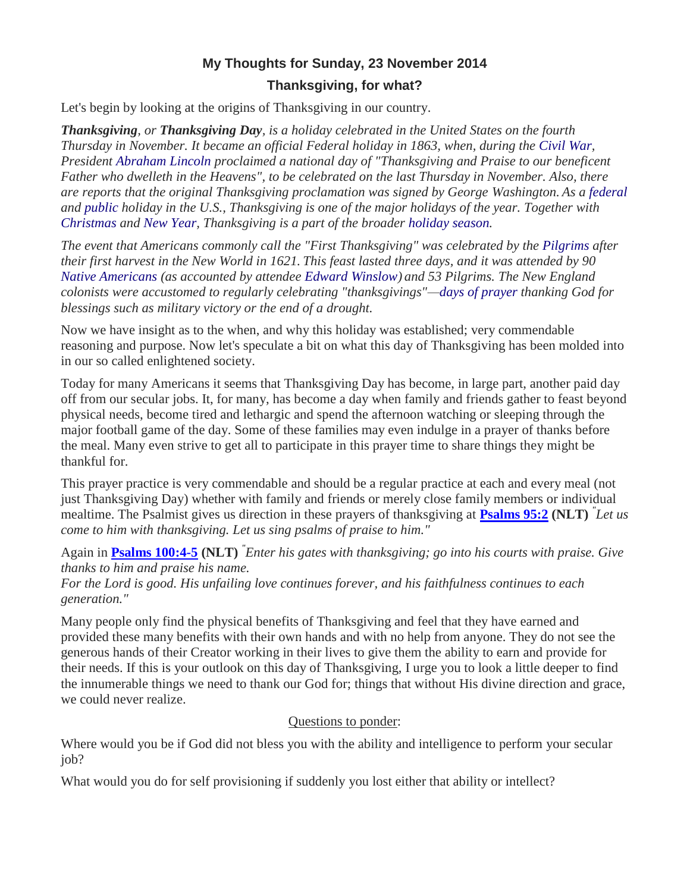## My Thoughts for Sunday, 23 November 2014

## Thanksgiving, for what?

Let's begin by looking at the origins of Thanksgiving in our country.

***Thanksgiving**, or **Thanksgiving Day**, is a holiday celebrated in the United States on the fourth Thursday in November. It became an official Federal holiday in 1863, when, during the Civil War, President Abraham Lincoln proclaimed a national day of "Thanksgiving and Praise to our beneficent Father who dwelleth in the Heavens", to be celebrated on the last Thursday in November. Also, there are reports that the original Thanksgiving proclamation was signed by George Washington. As a federal and public holiday in the U.S., Thanksgiving is one of the major holidays of the year. Together with Christmas and New Year, Thanksgiving is a part of the broader holiday season.*

*The event that Americans commonly call the "First Thanksgiving" was celebrated by the Pilgrims after their first harvest in the New World in 1621. This feast lasted three days, and it was attended by 90 Native Americans (as accounted by attendee Edward Winslow) and 53 Pilgrims. The New England colonists were accustomed to regularly celebrating "thanksgivings"—days of prayer thanking God for blessings such as military victory or the end of a drought.*

Now we have insight as to the when, and why this holiday was established; very commendable reasoning and purpose. Now let's speculate a bit on what this day of Thanksgiving has been molded into in our so called enlightened society.

Today for many Americans it seems that Thanksgiving Day has become, in large part, another paid day off from our secular jobs. It, for many, has become a day when family and friends gather to feast beyond physical needs, become tired and lethargic and spend the afternoon watching or sleeping through the major football game of the day. Some of these families may even indulge in a prayer of thanks before the meal. Many even strive to get all to participate in this prayer time to share things they might be thankful for.

This prayer practice is very commendable and should be a regular practice at each and every meal (not just Thanksgiving Day) whether with family and friends or merely close family members or individual mealtime. The Psalmist gives us direction in these prayers of thanksgiving at **Psalms 95:2** **(NLT)** *"Let us come to him with thanksgiving. Let us sing psalms of praise to him."*

Again in **Psalms 100:4-5** **(NLT)** *"Enter his gates with thanksgiving; go into his courts with praise. Give thanks to him and praise his name.*
*For the Lord is good. His unfailing love continues forever, and his faithfulness continues to each generation."*

Many people only find the physical benefits of Thanksgiving and feel that they have earned and provided these many benefits with their own hands and with no help from anyone. They do not see the generous hands of their Creator working in their lives to give them the ability to earn and provide for their needs. If this is your outlook on this day of Thanksgiving, I urge you to look a little deeper to find the innumerable things we need to thank our God for; things that without His divine direction and grace, we could never realize.

Questions to ponder:

Where would you be if God did not bless you with the ability and intelligence to perform your secular job?

What would you do for self provisioning if suddenly you lost either that ability or intellect?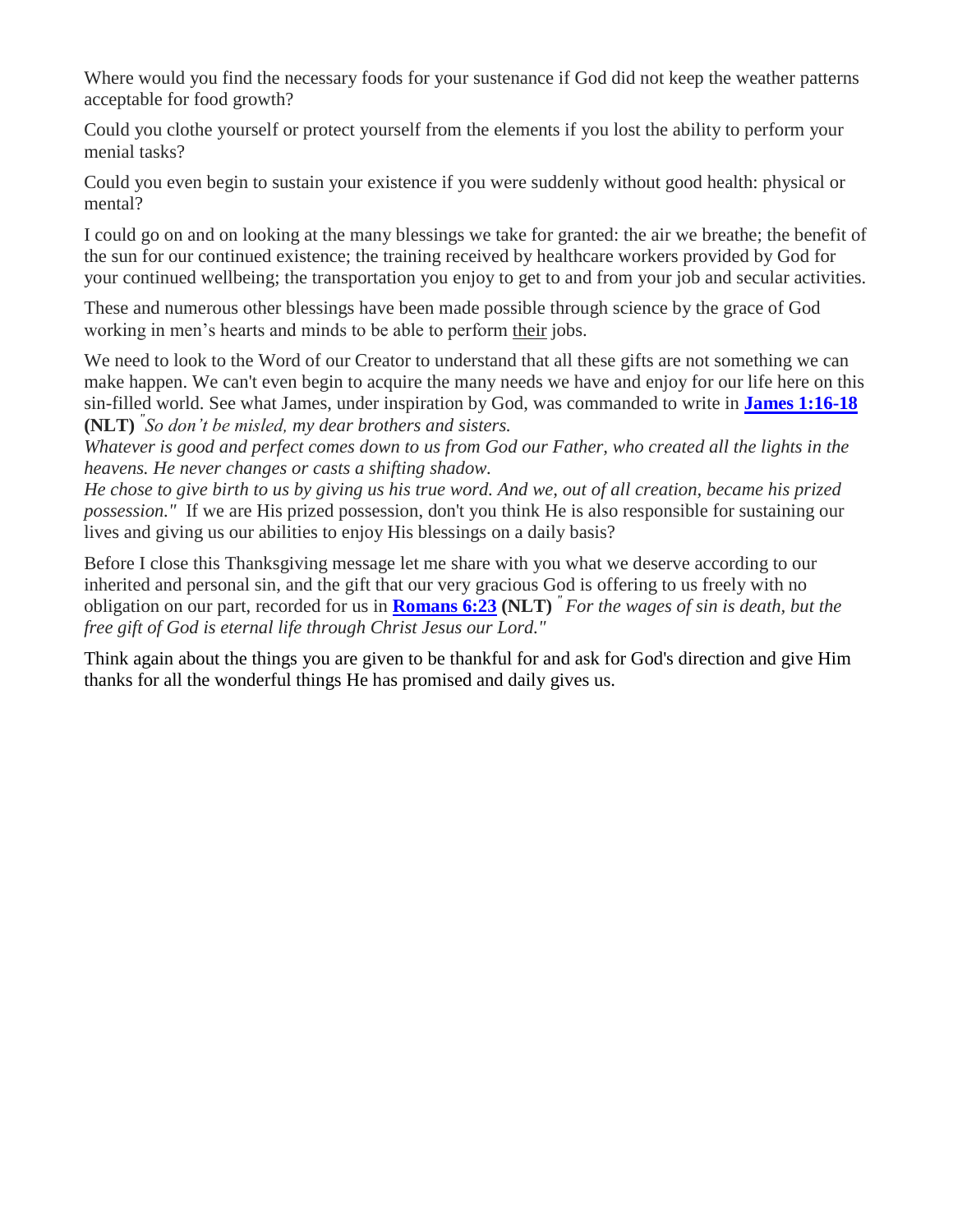Where would you find the necessary foods for your sustenance if God did not keep the weather patterns acceptable for food growth?

Could you clothe yourself or protect yourself from the elements if you lost the ability to perform your menial tasks?

Could you even begin to sustain your existence if you were suddenly without good health: physical or mental?

I could go on and on looking at the many blessings we take for granted: the air we breathe; the benefit of the sun for our continued existence; the training received by healthcare workers provided by God for your continued wellbeing; the transportation you enjoy to get to and from your job and secular activities.

These and numerous other blessings have been made possible through science by the grace of God working in men's hearts and minds to be able to perform their jobs.

We need to look to the Word of our Creator to understand that all these gifts are not something we can make happen. We can't even begin to acquire the many needs we have and enjoy for our life here on this sin-filled world. See what James, under inspiration by God, was commanded to write in **James 1:16-18** **(NLT)** *"So don't be misled, my dear brothers and sisters.*
*Whatever is good and perfect comes down to us from God our Father, who created all the lights in the heavens. He never changes or casts a shifting shadow.*
*He chose to give birth to us by giving us his true word. And we, out of all creation, became his prized possession."* If we are His prized possession, don't you think He is also responsible for sustaining our lives and giving us our abilities to enjoy His blessings on a daily basis?

Before I close this Thanksgiving message let me share with you what we deserve according to our inherited and personal sin, and the gift that our very gracious God is offering to us freely with no obligation on our part, recorded for us in **Romans 6:23** **(NLT)** *"For the wages of sin is death, but the free gift of God is eternal life through Christ Jesus our Lord."*

Think again about the things you are given to be thankful for and ask for God's direction and give Him thanks for all the wonderful things He has promised and daily gives us.